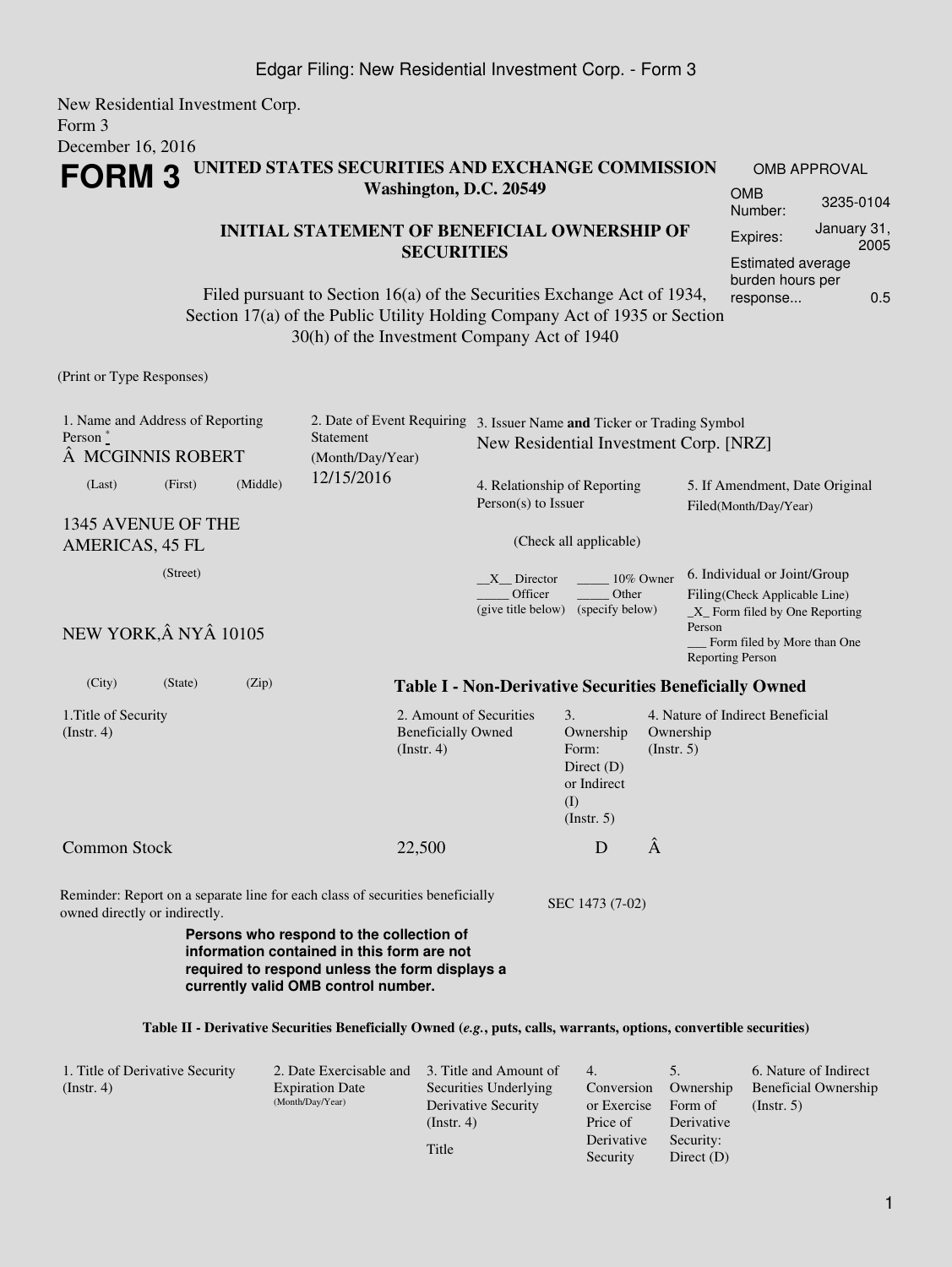New Residential Investment Corp.
Form 3
December 16, 2016

# FORM 3

**UNITED STATES SECURITIES AND EXCHANGE COMMISSION**
**Washington, D.C. 20549**

| OMB APPROVAL | |
|---|---|
| OMB Number: | 3235-0104 |
| Expires: | January 31, 2005 |
| Estimated average burden hours per response... | 0.5 |

## INITIAL STATEMENT OF BENEFICIAL OWNERSHIP OF SECURITIES

Filed pursuant to Section 16(a) of the Securities Exchange Act of 1934, Section 17(a) of the Public Utility Holding Company Act of 1935 or Section 30(h) of the Investment Company Act of 1940

(Print or Type Responses)

1. Name and Address of Reporting Person *
Â MCGINNIS ROBERT
(Last) (First) (Middle)
1345 AVENUE OF THE AMERICAS, 45 FL
(Street)
NEW YORK,Â NYÂ 10105
(City) (State) (Zip)

2. Date of Event Requiring Statement (Month/Day/Year)
12/15/2016

3. Issuer Name **and** Ticker or Trading Symbol
New Residential Investment Corp. [NRZ]

4. Relationship of Reporting Person(s) to Issuer
(Check all applicable)
\_\_X\_\_ Director \_\_\_\_\_ 10% Owner
\_\_\_\_\_ Officer (give title below) \_\_\_\_\_ Other (specify below)

5. If Amendment, Date Original Filed(Month/Day/Year)

6. Individual or Joint/Group Filing(Check Applicable Line)
\_X\_ Form filed by One Reporting Person
\_\_\_ Form filed by More than One Reporting Person

### Table I - Non-Derivative Securities Beneficially Owned

| 1.Title of Security (Instr. 4) | 2. Amount of Securities Beneficially Owned (Instr. 4) | 3. Ownership Form: Direct (D) or Indirect (I) (Instr. 5) | 4. Nature of Indirect Beneficial Ownership (Instr. 5) |
|---|---|---|---|
| Common Stock | 22,500 | D | Â |

Reminder: Report on a separate line for each class of securities beneficially owned directly or indirectly.

SEC 1473 (7-02)

**Persons who respond to the collection of information contained in this form are not required to respond unless the form displays a currently valid OMB control number.**

### Table II - Derivative Securities Beneficially Owned (*e.g.*, puts, calls, warrants, options, convertible securities)

| 1. Title of Derivative Security (Instr. 4) | 2. Date Exercisable and Expiration Date (Month/Day/Year) | 3. Title and Amount of Securities Underlying Derivative Security (Instr. 4) | 4. Conversion or Exercise Price of Derivative Security | 5. Ownership Form of Derivative Security: Direct (D) | 6. Nature of Indirect Beneficial Ownership (Instr. 5) |
|---|---|---|---|---|---|
| | | Title | | | |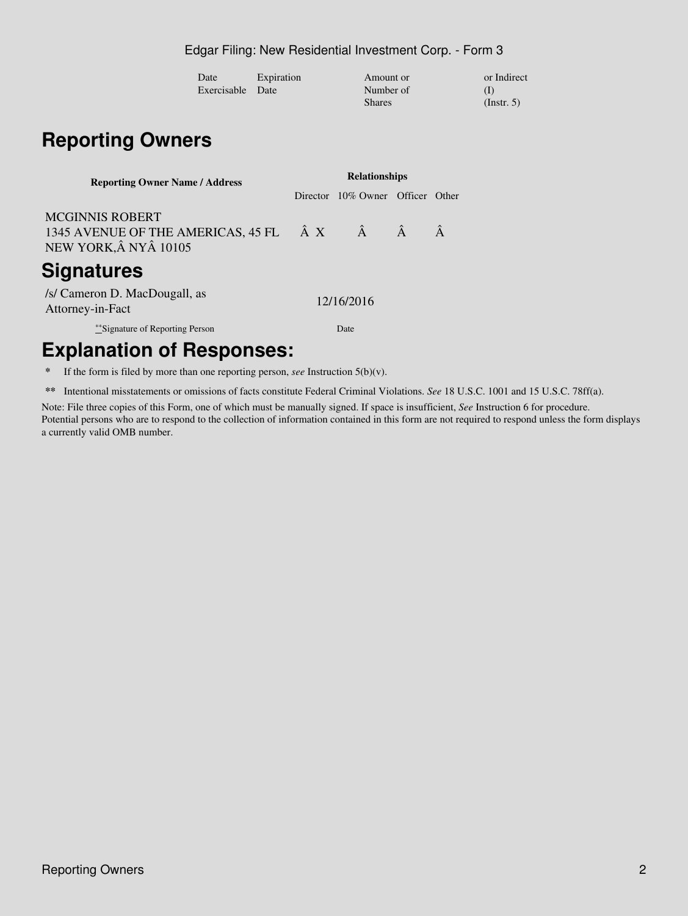| Date Exercisable | Expiration Date | Amount or Number of Shares | or Indirect (I) (Instr. 5) |
|---|---|---|---|

# Reporting Owners

| Reporting Owner Name / Address | Relationships | | | |
|---|---|---|---|---|
| | Director | 10% Owner | Officer | Other |
| MCGINNIS ROBERT<br>1345 AVENUE OF THE AMERICAS, 45 FL<br>NEW YORK, NY 10105 | X | | | |

# Signatures

| | |
|---|---|
| /s/ Cameron D. MacDougall, as Attorney-in-Fact | 12/16/2016 |
| **Signature of Reporting Person | Date |

# Explanation of Responses:

\* If the form is filed by more than one reporting person, *see* Instruction 5(b)(v).

** Intentional misstatements or omissions of facts constitute Federal Criminal Violations. *See* 18 U.S.C. 1001 and 15 U.S.C. 78ff(a).

Note: File three copies of this Form, one of which must be manually signed. If space is insufficient, *See* Instruction 6 for procedure.
Potential persons who are to respond to the collection of information contained in this form are not required to respond unless the form displays a currently valid OMB number.